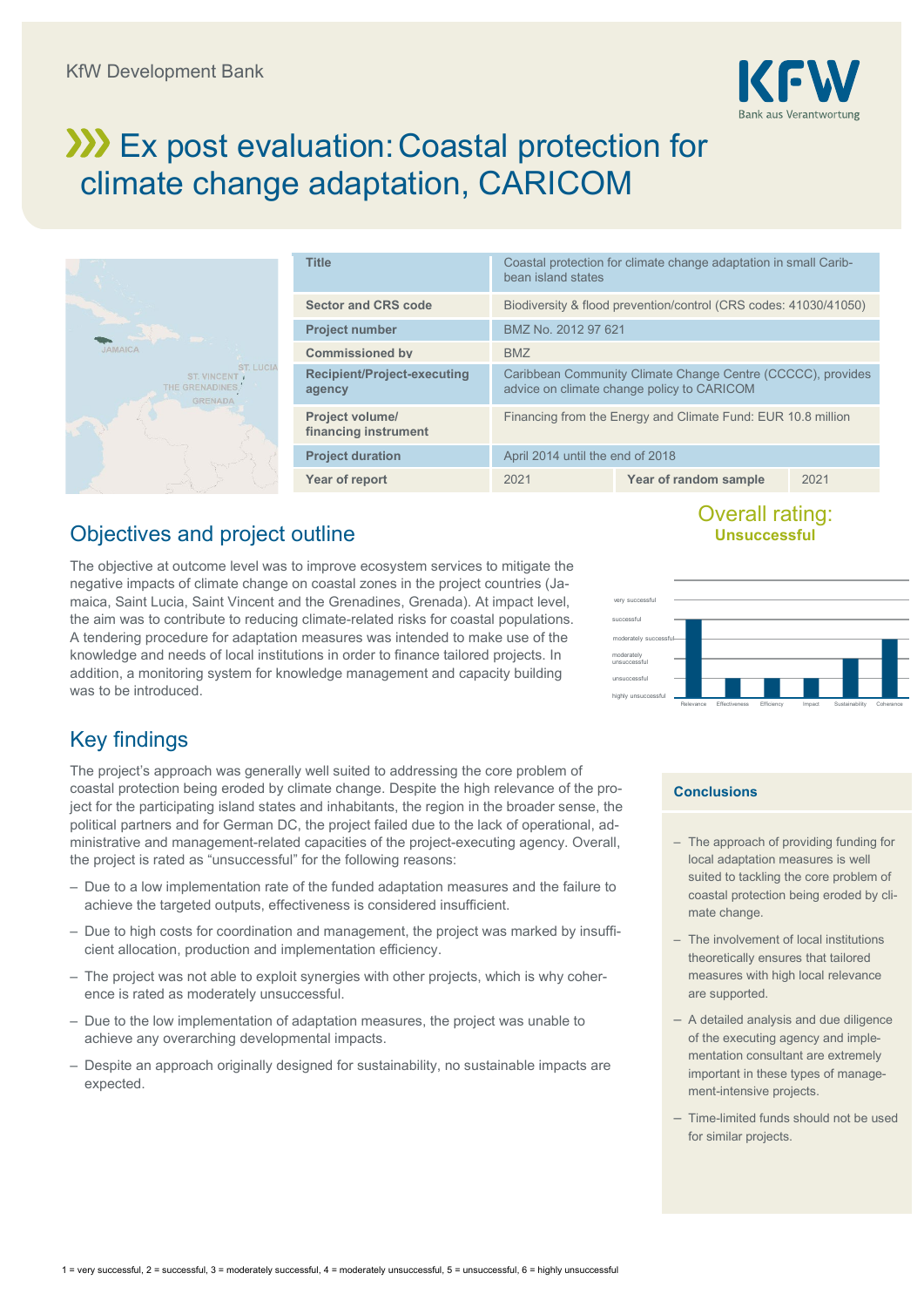KfW Development Bank

# Ex post evaluation: Coastal protection for climate change adaptation, CARICOM

| Title | Coastal protection for climate change adaptation in small Caribbean island states | | |
|---|---|---|---|
| Sector and CRS code | Biodiversity & flood prevention/control (CRS codes: 41030/41050) | | |
| Project number | BMZ No. 2012 97 621 | | |
| Commissioned by | BMZ | | |
| Recipient/Project-executing agency | Caribbean Community Climate Change Centre (CCCCC), provides advice on climate change policy to CARICOM | | |
| Project volume/ financing instrument | Financing from the Energy and Climate Fund: EUR 10.8 million | | |
| Project duration | April 2014 until the end of 2018 | | |
| Year of report | 2021 | Year of random sample | 2021 |

## Objectives and project outline

The objective at outcome level was to improve ecosystem services to mitigate the negative impacts of climate change on coastal zones in the project countries (Jamaica, Saint Lucia, Saint Vincent and the Grenadines, Grenada). At impact level, the aim was to contribute to reducing climate-related risks for coastal populations. A tendering procedure for adaptation measures was intended to make use of the knowledge and needs of local institutions in order to finance tailored projects. In addition, a monitoring system for knowledge management and capacity building was to be introduced.

Overall rating: **Unsuccessful**

## Key findings

The project's approach was generally well suited to addressing the core problem of coastal protection being eroded by climate change. Despite the high relevance of the project for the participating island states and inhabitants, the region in the broader sense, the political partners and for German DC, the project failed due to the lack of operational, administrative and management-related capacities of the project-executing agency. Overall, the project is rated as "unsuccessful" for the following reasons:

- Due to a low implementation rate of the funded adaptation measures and the failure to achieve the targeted outputs, effectiveness is considered insufficient.
- Due to high costs for coordination and management, the project was marked by insufficient allocation, production and implementation efficiency.
- The project was not able to exploit synergies with other projects, which is why coherence is rated as moderately unsuccessful.
- Due to the low implementation of adaptation measures, the project was unable to achieve any overarching developmental impacts.
- Despite an approach originally designed for sustainability, no sustainable impacts are expected.

### Conclusions

- The approach of providing funding for local adaptation measures is well suited to tackling the core problem of coastal protection being eroded by climate change.
- The involvement of local institutions theoretically ensures that tailored measures with high local relevance are supported.
- A detailed analysis and due diligence of the executing agency and implementation consultant are extremely important in these types of management-intensive projects.
- Time-limited funds should not be used for similar projects.

1 = very successful, 2 = successful, 3 = moderately successful, 4 = moderately unsuccessful, 5 = unsuccessful, 6 = highly unsuccessful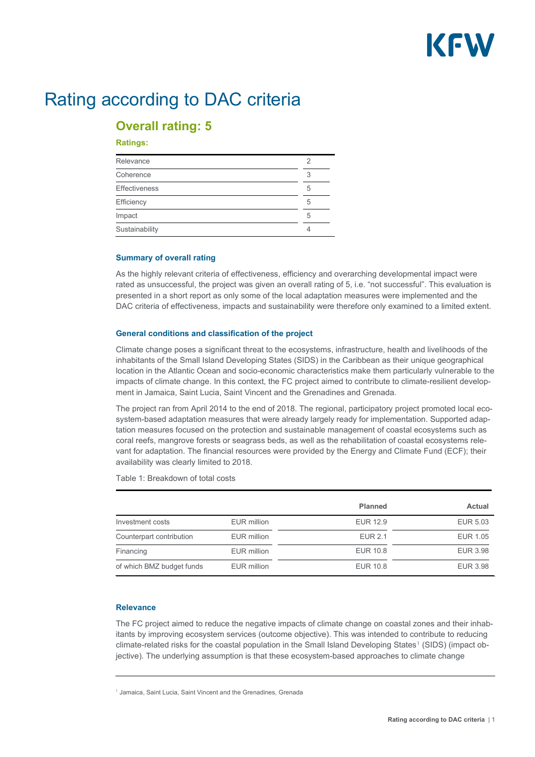# Rating according to DAC criteria

## Overall rating: 5

**Ratings:**

| | |
|---|---|
| Relevance | 2 |
| Coherence | 3 |
| Effectiveness | 5 |
| Efficiency | 5 |
| Impact | 5 |
| Sustainability | 4 |

### Summary of overall rating

As the highly relevant criteria of effectiveness, efficiency and overarching developmental impact were rated as unsuccessful, the project was given an overall rating of 5, i.e. "not successful". This evaluation is presented in a short report as only some of the local adaptation measures were implemented and the DAC criteria of effectiveness, impacts and sustainability were therefore only examined to a limited extent.

### General conditions and classification of the project

Climate change poses a significant threat to the ecosystems, infrastructure, health and livelihoods of the inhabitants of the Small Island Developing States (SIDS) in the Caribbean as their unique geographical location in the Atlantic Ocean and socio-economic characteristics make them particularly vulnerable to the impacts of climate change. In this context, the FC project aimed to contribute to climate-resilient development in Jamaica, Saint Lucia, Saint Vincent and the Grenadines and Grenada.

The project ran from April 2014 to the end of 2018. The regional, participatory project promoted local ecosystem-based adaptation measures that were already largely ready for implementation. Supported adaptation measures focused on the protection and sustainable management of coastal ecosystems such as coral reefs, mangrove forests or seagrass beds, as well as the rehabilitation of coastal ecosystems relevant for adaptation. The financial resources were provided by the Energy and Climate Fund (ECF); their availability was clearly limited to 2018.

Table 1: Breakdown of total costs

| | | Planned | Actual |
|---|---|---|---|
| Investment costs | EUR million | EUR 12.9 | EUR 5.03 |
| Counterpart contribution | EUR million | EUR 2.1 | EUR 1.05 |
| Financing | EUR million | EUR 10.8 | EUR 3.98 |
| of which BMZ budget funds | EUR million | EUR 10.8 | EUR 3.98 |

### Relevance

The FC project aimed to reduce the negative impacts of climate change on coastal zones and their inhabitants by improving ecosystem services (outcome objective). This was intended to contribute to reducing climate-related risks for the coastal population in the Small Island Developing States[1] (SIDS) (impact objective). The underlying assumption is that these ecosystem-based approaches to climate change

[1] Jamaica, Saint Lucia, Saint Vincent and the Grenadines, Grenada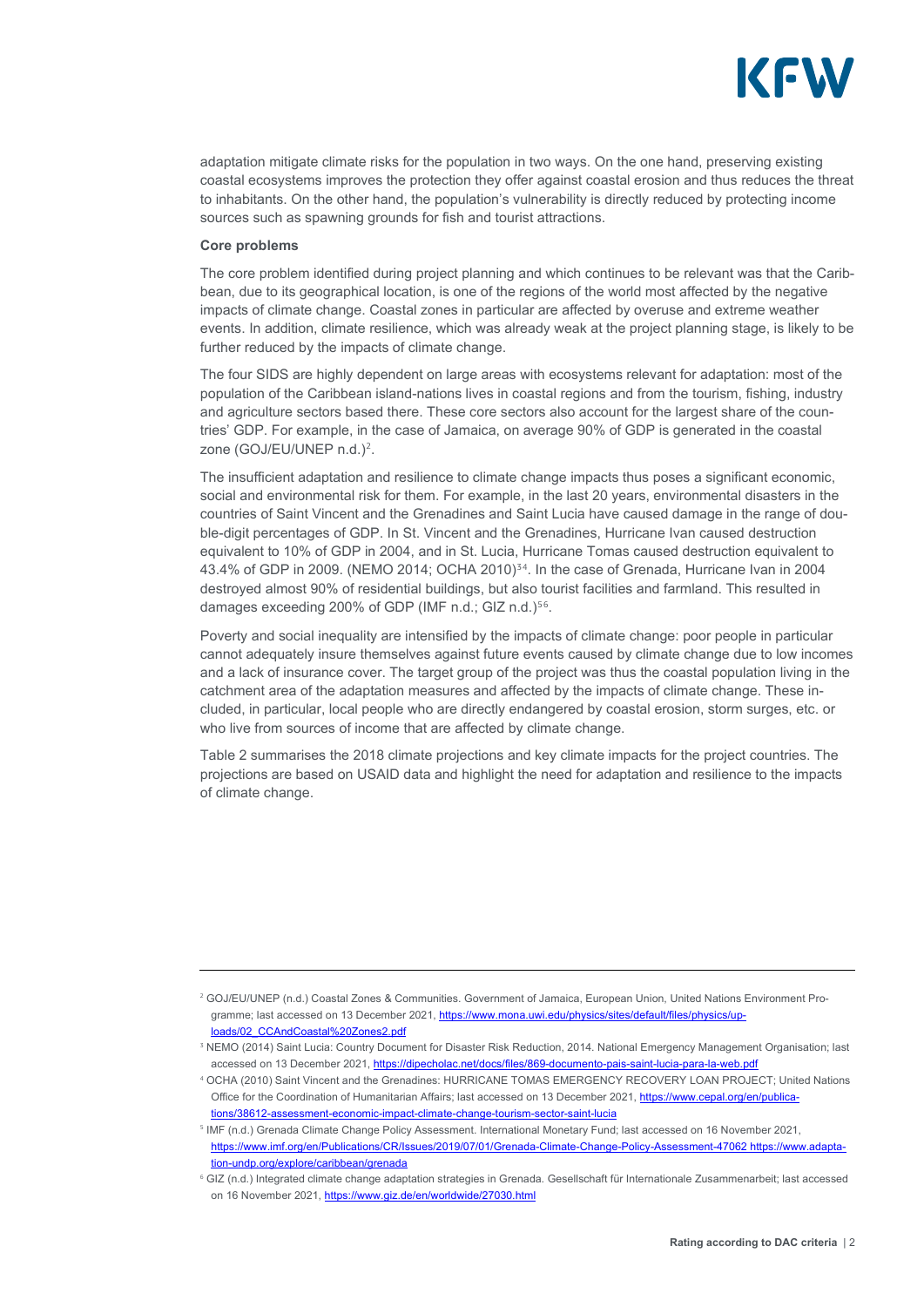adaptation mitigate climate risks for the population in two ways. On the one hand, preserving existing coastal ecosystems improves the protection they offer against coastal erosion and thus reduces the threat to inhabitants. On the other hand, the population's vulnerability is directly reduced by protecting income sources such as spawning grounds for fish and tourist attractions.

**Core problems**

The core problem identified during project planning and which continues to be relevant was that the Caribbean, due to its geographical location, is one of the regions of the world most affected by the negative impacts of climate change. Coastal zones in particular are affected by overuse and extreme weather events. In addition, climate resilience, which was already weak at the project planning stage, is likely to be further reduced by the impacts of climate change.

The four SIDS are highly dependent on large areas with ecosystems relevant for adaptation: most of the population of the Caribbean island-nations lives in coastal regions and from the tourism, fishing, industry and agriculture sectors based there. These core sectors also account for the largest share of the countries' GDP. For example, in the case of Jamaica, on average 90% of GDP is generated in the coastal zone (GOJ/EU/UNEP n.d.)[2].

The insufficient adaptation and resilience to climate change impacts thus poses a significant economic, social and environmental risk for them. For example, in the last 20 years, environmental disasters in the countries of Saint Vincent and the Grenadines and Saint Lucia have caused damage in the range of double-digit percentages of GDP. In St. Vincent and the Grenadines, Hurricane Ivan caused destruction equivalent to 10% of GDP in 2004, and in St. Lucia, Hurricane Tomas caused destruction equivalent to 43.4% of GDP in 2009. (NEMO 2014; OCHA 2010)[3][4]. In the case of Grenada, Hurricane Ivan in 2004 destroyed almost 90% of residential buildings, but also tourist facilities and farmland. This resulted in damages exceeding 200% of GDP (IMF n.d.; GIZ n.d.)[5][6].

Poverty and social inequality are intensified by the impacts of climate change: poor people in particular cannot adequately insure themselves against future events caused by climate change due to low incomes and a lack of insurance cover. The target group of the project was thus the coastal population living in the catchment area of the adaptation measures and affected by the impacts of climate change. These included, in particular, local people who are directly endangered by coastal erosion, storm surges, etc. or who live from sources of income that are affected by climate change.

Table 2 summarises the 2018 climate projections and key climate impacts for the project countries. The projections are based on USAID data and highlight the need for adaptation and resilience to the impacts of climate change.

---

[2] GOJ/EU/UNEP (n.d.) Coastal Zones & Communities. Government of Jamaica, European Union, United Nations Environment Programme; last accessed on 13 December 2021, https://www.mona.uwi.edu/physics/sites/default/files/physics/uploads/02_CCAndCoastal%20Zones2.pdf

[3] NEMO (2014) Saint Lucia: Country Document for Disaster Risk Reduction, 2014. National Emergency Management Organisation; last accessed on 13 December 2021, https://dipecholac.net/docs/files/869-documento-pais-saint-lucia-para-la-web.pdf

[4] OCHA (2010) Saint Vincent and the Grenadines: HURRICANE TOMAS EMERGENCY RECOVERY LOAN PROJECT; United Nations Office for the Coordination of Humanitarian Affairs; last accessed on 13 December 2021, https://www.cepal.org/en/publications/38612-assessment-economic-impact-climate-change-tourism-sector-saint-lucia

[5] IMF (n.d.) Grenada Climate Change Policy Assessment. International Monetary Fund; last accessed on 16 November 2021, https://www.imf.org/en/Publications/CR/Issues/2019/07/01/Grenada-Climate-Change-Policy-Assessment-47062 https://www.adaptation-undp.org/explore/caribbean/grenada

[6] GIZ (n.d.) Integrated climate change adaptation strategies in Grenada. Gesellschaft für Internationale Zusammenarbeit; last accessed on 16 November 2021, https://www.giz.de/en/worldwide/27030.html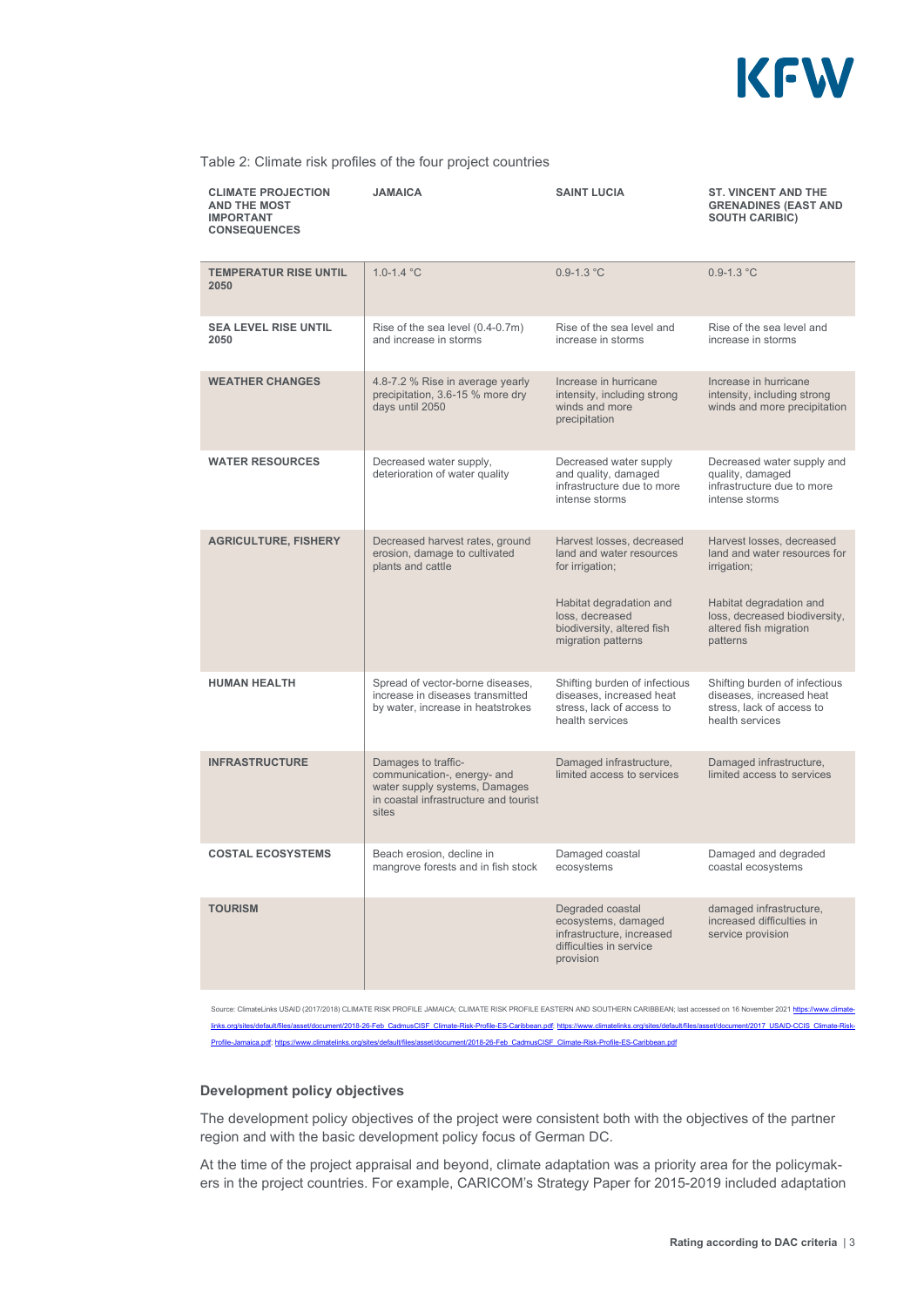Table 2: Climate risk profiles of the four project countries

| CLIMATE PROJECTION AND THE MOST IMPORTANT CONSEQUENCES | JAMAICA | SAINT LUCIA | ST. VINCENT AND THE GRENADINES (EAST AND SOUTH CARIBIC) |
|---|---|---|---|
| **TEMPERATUR RISE UNTIL 2050** | 1.0-1.4 °C | 0.9-1.3 °C | 0.9-1.3 °C |
| **SEA LEVEL RISE UNTIL 2050** | Rise of the sea level (0.4-0.7m) and increase in storms | Rise of the sea level and increase in storms | Rise of the sea level and increase in storms |
| **WEATHER CHANGES** | 4.8-7.2 % Rise in average yearly precipitation, 3.6-15 % more dry days until 2050 | Increase in hurricane intensity, including strong winds and more precipitation | Increase in hurricane intensity, including strong winds and more precipitation |
| **WATER RESOURCES** | Decreased water supply, deterioration of water quality | Decreased water supply and quality, damaged infrastructure due to more intense storms | Decreased water supply and quality, damaged infrastructure due to more intense storms |
| **AGRICULTURE, FISHERY** | Decreased harvest rates, ground erosion, damage to cultivated plants and cattle | Harvest losses, decreased land and water resources for irrigation;<br><br>Habitat degradation and loss, decreased biodiversity, altered fish migration patterns | Harvest losses, decreased land and water resources for irrigation;<br><br>Habitat degradation and loss, decreased biodiversity, altered fish migration patterns |
| **HUMAN HEALTH** | Spread of vector-borne diseases, increase in diseases transmitted by water, increase in heatstrokes | Shifting burden of infectious diseases, increased heat stress, lack of access to health services | Shifting burden of infectious diseases, increased heat stress, lack of access to health services |
| **INFRASTRUCTURE** | Damages to traffic-communication-, energy- and water supply systems, Damages in coastal infrastructure and tourist sites | Damaged infrastructure, limited access to services | Damaged infrastructure, limited access to services |
| **COSTAL ECOSYSTEMS** | Beach erosion, decline in mangrove forests and in fish stock | Damaged coastal ecosystems | Damaged and degraded coastal ecosystems |
| **TOURISM** | | Degraded coastal ecosystems, damaged infrastructure, increased difficulties in service provision | damaged infrastructure, increased difficulties in service provision |

Source: ClimateLinks USAID (2017/2018) CLIMATE RISK PROFILE JAMAICA; CLIMATE RISK PROFILE EASTERN AND SOUTHERN CARIBBEAN; last accessed on 16 November 2021 https://www.climatelinks.org/sites/default/files/asset/document/2018-26-Feb_CadmusCISF_Climate-Risk-Profile-ES-Caribbean.pdf; https://www.climatelinks.org/sites/default/files/asset/document/2017_USAID-CCIS_Climate-Risk-Profile-Jamaica.pdf; https://www.climatelinks.org/sites/default/files/asset/document/2018-26-Feb_CadmusCISF_Climate-Risk-Profile-ES-Caribbean.pdf

### Development policy objectives

The development policy objectives of the project were consistent both with the objectives of the partner region and with the basic development policy focus of German DC.

At the time of the project appraisal and beyond, climate adaptation was a priority area for the policymakers in the project countries. For example, CARICOM's Strategy Paper for 2015-2019 included adaptation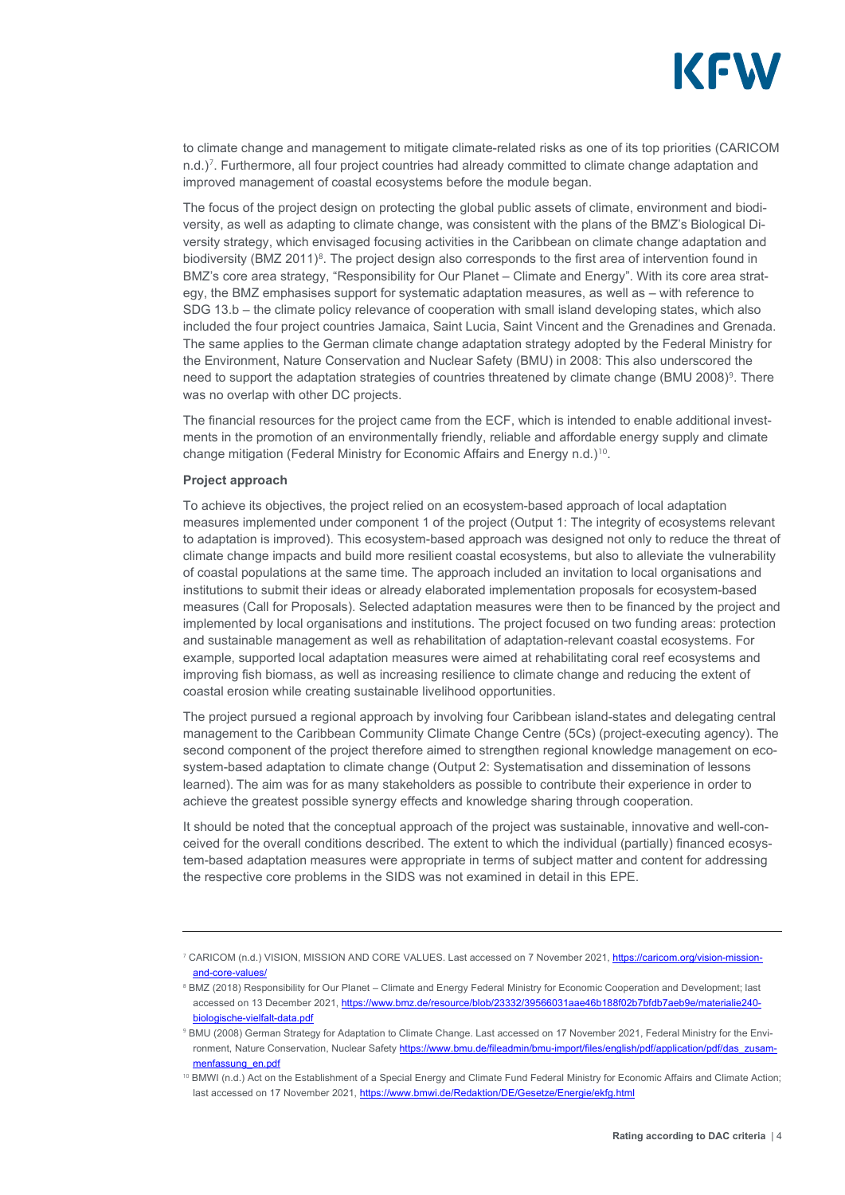to climate change and management to mitigate climate-related risks as one of its top priorities (CARICOM n.d.)[7]. Furthermore, all four project countries had already committed to climate change adaptation and improved management of coastal ecosystems before the module began.

The focus of the project design on protecting the global public assets of climate, environment and biodiversity, as well as adapting to climate change, was consistent with the plans of the BMZ's Biological Diversity strategy, which envisaged focusing activities in the Caribbean on climate change adaptation and biodiversity (BMZ 2011)[8]. The project design also corresponds to the first area of intervention found in BMZ's core area strategy, "Responsibility for Our Planet – Climate and Energy". With its core area strategy, the BMZ emphasises support for systematic adaptation measures, as well as – with reference to SDG 13.b – the climate policy relevance of cooperation with small island developing states, which also included the four project countries Jamaica, Saint Lucia, Saint Vincent and the Grenadines and Grenada. The same applies to the German climate change adaptation strategy adopted by the Federal Ministry for the Environment, Nature Conservation and Nuclear Safety (BMU) in 2008: This also underscored the need to support the adaptation strategies of countries threatened by climate change (BMU 2008)[9]. There was no overlap with other DC projects.

The financial resources for the project came from the ECF, which is intended to enable additional investments in the promotion of an environmentally friendly, reliable and affordable energy supply and climate change mitigation (Federal Ministry for Economic Affairs and Energy n.d.)[10].

**Project approach**

To achieve its objectives, the project relied on an ecosystem-based approach of local adaptation measures implemented under component 1 of the project (Output 1: The integrity of ecosystems relevant to adaptation is improved). This ecosystem-based approach was designed not only to reduce the threat of climate change impacts and build more resilient coastal ecosystems, but also to alleviate the vulnerability of coastal populations at the same time. The approach included an invitation to local organisations and institutions to submit their ideas or already elaborated implementation proposals for ecosystem-based measures (Call for Proposals). Selected adaptation measures were then to be financed by the project and implemented by local organisations and institutions. The project focused on two funding areas: protection and sustainable management as well as rehabilitation of adaptation-relevant coastal ecosystems. For example, supported local adaptation measures were aimed at rehabilitating coral reef ecosystems and improving fish biomass, as well as increasing resilience to climate change and reducing the extent of coastal erosion while creating sustainable livelihood opportunities.

The project pursued a regional approach by involving four Caribbean island-states and delegating central management to the Caribbean Community Climate Change Centre (5Cs) (project-executing agency). The second component of the project therefore aimed to strengthen regional knowledge management on ecosystem-based adaptation to climate change (Output 2: Systematisation and dissemination of lessons learned). The aim was for as many stakeholders as possible to contribute their experience in order to achieve the greatest possible synergy effects and knowledge sharing through cooperation.

It should be noted that the conceptual approach of the project was sustainable, innovative and well-conceived for the overall conditions described. The extent to which the individual (partially) financed ecosystem-based adaptation measures were appropriate in terms of subject matter and content for addressing the respective core problems in the SIDS was not examined in detail in this EPE.

---

[7] CARICOM (n.d.) VISION, MISSION AND CORE VALUES. Last accessed on 7 November 2021, https://caricom.org/vision-mission-and-core-values/

[8] BMZ (2018) Responsibility for Our Planet – Climate and Energy Federal Ministry for Economic Cooperation and Development; last accessed on 13 December 2021, https://www.bmz.de/resource/blob/23332/39566031aae46b188f02b7bfdb7aeb9e/materialie240-biologische-vielfalt-data.pdf

[9] BMU (2008) German Strategy for Adaptation to Climate Change. Last accessed on 17 November 2021, Federal Ministry for the Environment, Nature Conservation, Nuclear Safety https://www.bmu.de/fileadmin/bmu-import/files/english/pdf/application/pdf/das_zusammenfassung_en.pdf

[10] BMWI (n.d.) Act on the Establishment of a Special Energy and Climate Fund Federal Ministry for Economic Affairs and Climate Action; last accessed on 17 November 2021, https://www.bmwi.de/Redaktion/DE/Gesetze/Energie/ekfg.html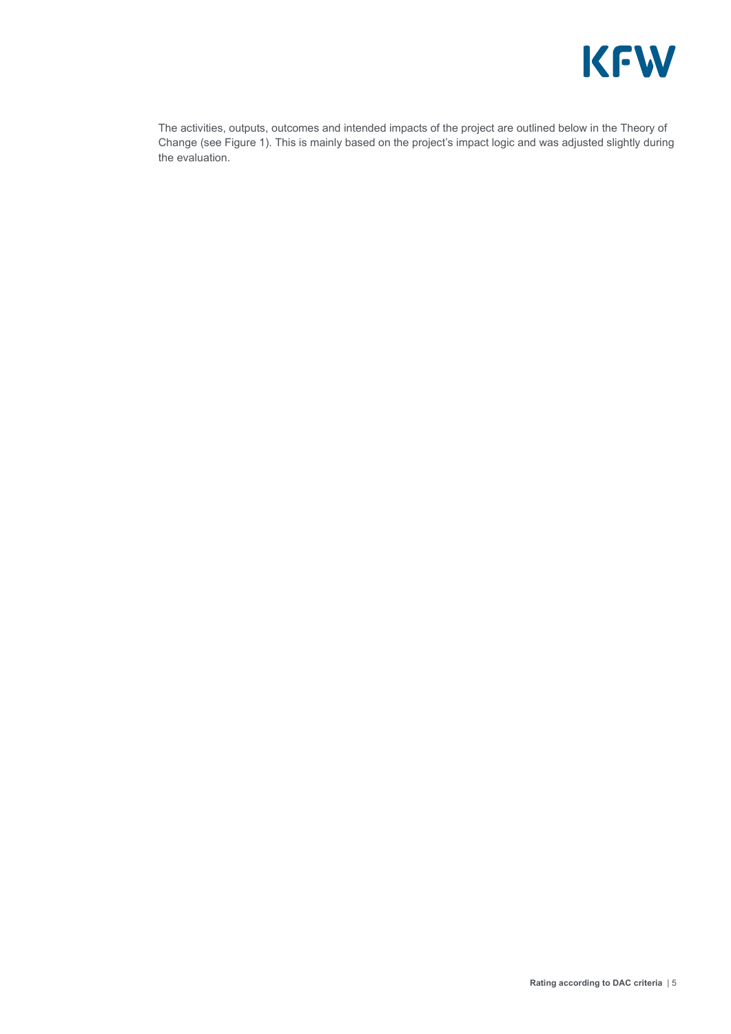The activities, outputs, outcomes and intended impacts of the project are outlined below in the Theory of Change (see Figure 1). This is mainly based on the project's impact logic and was adjusted slightly during the evaluation.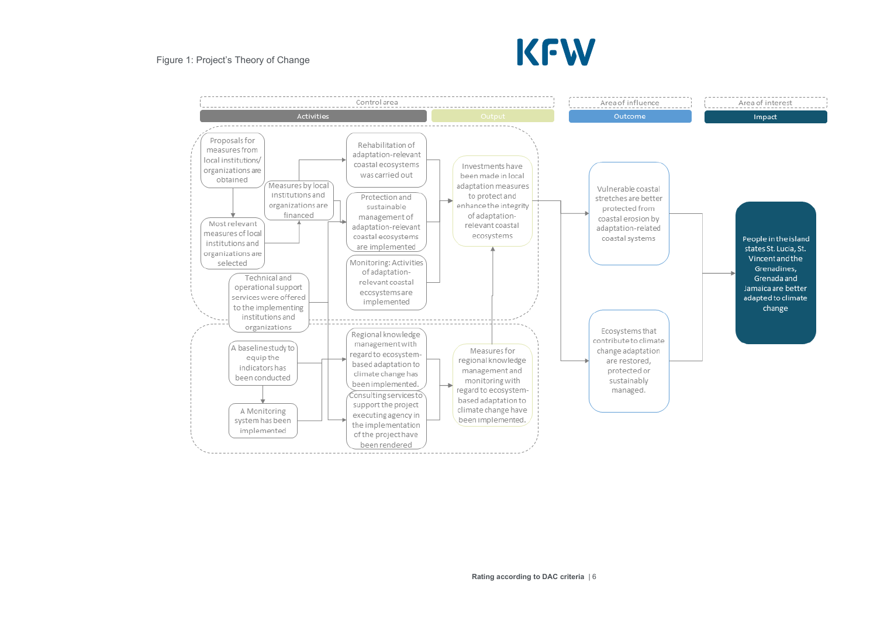Figure 1: Project's Theory of Change

Control area — Activities / Output

Area of influence — Outcome

Area of interest — Impact

**Activities:**

- Proposals for measures from local institutions/ organizations are obtained
- Most relevant measures of local institutions and organizations are selected
- Measures by local institutions and organizations are financed
- Technical and operational support services were offered to the implementing institutions and organizations
- Rehabilitation of adaptation-relevant coastal ecosystems was carried out
- Protection and sustainable management of adaptation-relevant coastal ecosystems are implemented
- Monitoring: Activities of adaptation-relevant coastal ecosystems are implemented
- A baseline study to equip the indicators has been conducted
- A Monitoring system has been implemented
- Regional knowledge management with regard to ecosystem-based adaptation to climate change has been implemented.
- Consulting services to support the project executing agency in the implementation of the project have been rendered

**Output:**

- Investments have been made in local adaptation measures to protect and enhance the integrity of adaptation-relevant coastal ecosystems
- Measures for regional knowledge management and monitoring with regard to ecosystem-based adaptation to climate change have been implemented.

**Outcome:**

- Vulnerable coastal stretches are better protected from coastal erosion by adaptation-related coastal systems
- Ecosystems that contribute to climate change adaptation are restored, protected or sustainably managed.

**Impact:**

- People in the island states St. Lucia, St. Vincent and the Grenadines, Grenada and Jamaica are better adapted to climate change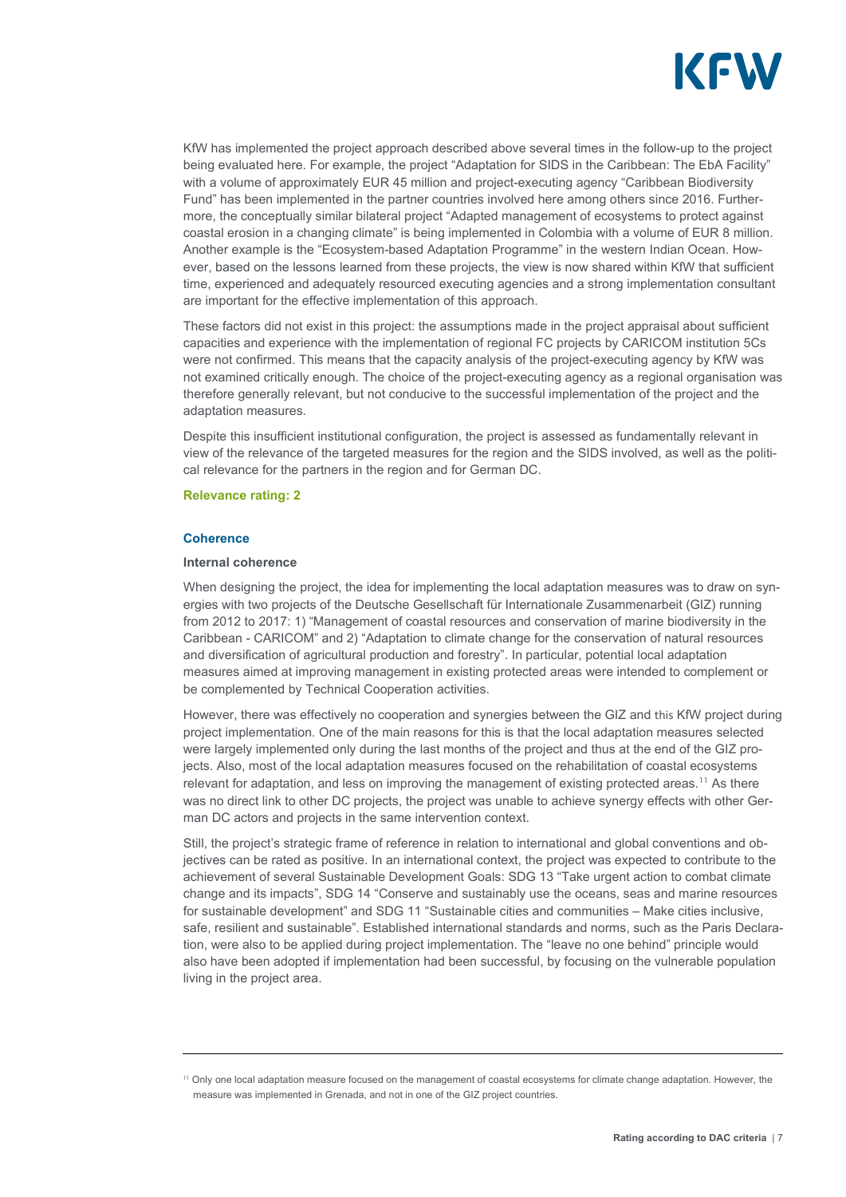KfW has implemented the project approach described above several times in the follow-up to the project being evaluated here. For example, the project "Adaptation for SIDS in the Caribbean: The EbA Facility" with a volume of approximately EUR 45 million and project-executing agency "Caribbean Biodiversity Fund" has been implemented in the partner countries involved here among others since 2016. Furthermore, the conceptually similar bilateral project "Adapted management of ecosystems to protect against coastal erosion in a changing climate" is being implemented in Colombia with a volume of EUR 8 million. Another example is the "Ecosystem-based Adaptation Programme" in the western Indian Ocean. However, based on the lessons learned from these projects, the view is now shared within KfW that sufficient time, experienced and adequately resourced executing agencies and a strong implementation consultant are important for the effective implementation of this approach.

These factors did not exist in this project: the assumptions made in the project appraisal about sufficient capacities and experience with the implementation of regional FC projects by CARICOM institution 5Cs were not confirmed. This means that the capacity analysis of the project-executing agency by KfW was not examined critically enough. The choice of the project-executing agency as a regional organisation was therefore generally relevant, but not conducive to the successful implementation of the project and the adaptation measures.

Despite this insufficient institutional configuration, the project is assessed as fundamentally relevant in view of the relevance of the targeted measures for the region and the SIDS involved, as well as the political relevance for the partners in the region and for German DC.

**Relevance rating: 2**

## Coherence

### Internal coherence

When designing the project, the idea for implementing the local adaptation measures was to draw on synergies with two projects of the Deutsche Gesellschaft für Internationale Zusammenarbeit (GIZ) running from 2012 to 2017: 1) "Management of coastal resources and conservation of marine biodiversity in the Caribbean - CARICOM" and 2) "Adaptation to climate change for the conservation of natural resources and diversification of agricultural production and forestry". In particular, potential local adaptation measures aimed at improving management in existing protected areas were intended to complement or be complemented by Technical Cooperation activities.

However, there was effectively no cooperation and synergies between the GIZ and this KfW project during project implementation. One of the main reasons for this is that the local adaptation measures selected were largely implemented only during the last months of the project and thus at the end of the GIZ projects. Also, most of the local adaptation measures focused on the rehabilitation of coastal ecosystems relevant for adaptation, and less on improving the management of existing protected areas.[11] As there was no direct link to other DC projects, the project was unable to achieve synergy effects with other German DC actors and projects in the same intervention context.

Still, the project's strategic frame of reference in relation to international and global conventions and objectives can be rated as positive. In an international context, the project was expected to contribute to the achievement of several Sustainable Development Goals: SDG 13 "Take urgent action to combat climate change and its impacts", SDG 14 "Conserve and sustainably use the oceans, seas and marine resources for sustainable development" and SDG 11 "Sustainable cities and communities – Make cities inclusive, safe, resilient and sustainable". Established international standards and norms, such as the Paris Declaration, were also to be applied during project implementation. The "leave no one behind" principle would also have been adopted if implementation had been successful, by focusing on the vulnerable population living in the project area.

---

[11] Only one local adaptation measure focused on the management of coastal ecosystems for climate change adaptation. However, the measure was implemented in Grenada, and not in one of the GIZ project countries.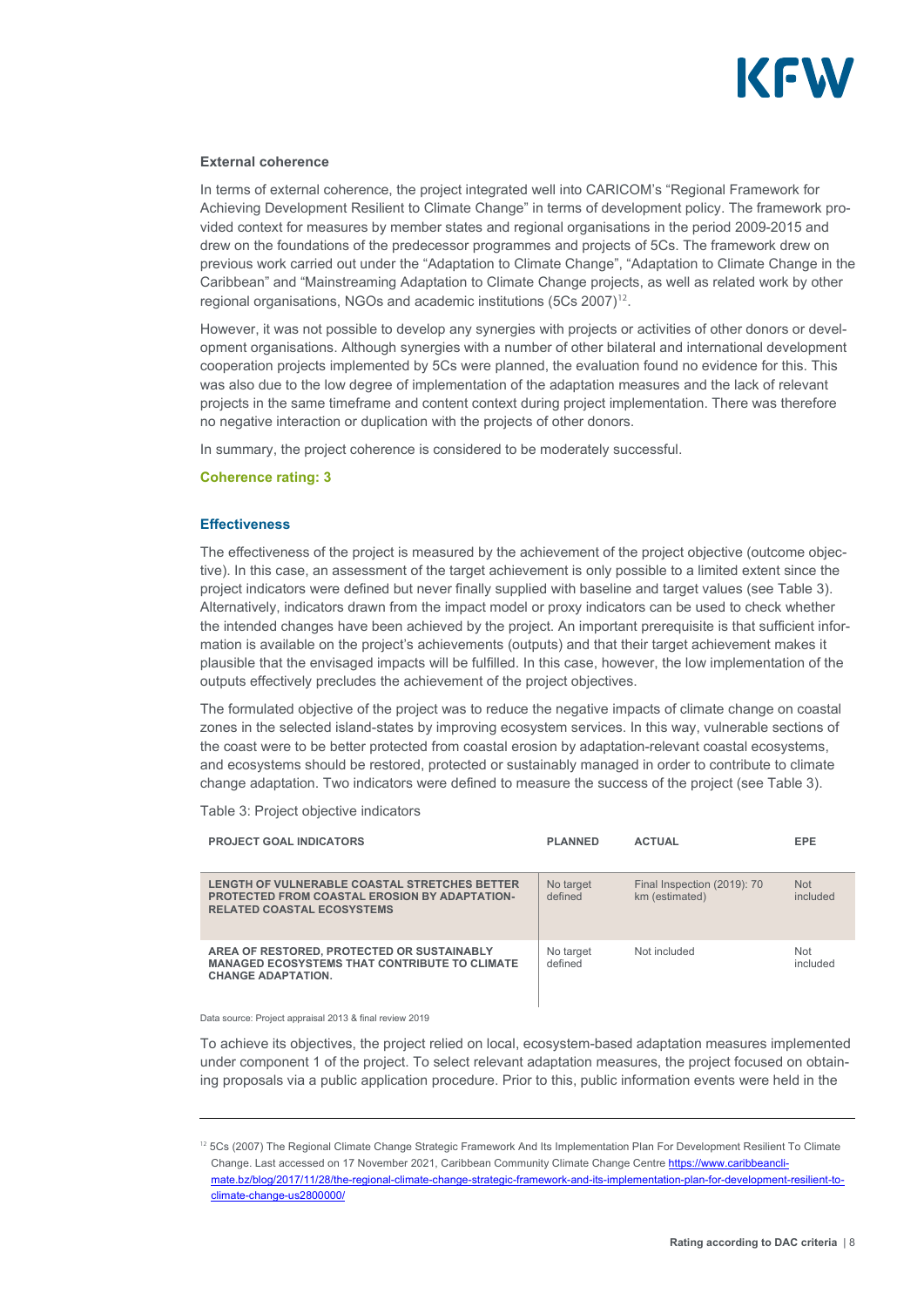#### External coherence

In terms of external coherence, the project integrated well into CARICOM's "Regional Framework for Achieving Development Resilient to Climate Change" in terms of development policy. The framework provided context for measures by member states and regional organisations in the period 2009-2015 and drew on the foundations of the predecessor programmes and projects of 5Cs. The framework drew on previous work carried out under the "Adaptation to Climate Change", "Adaptation to Climate Change in the Caribbean" and "Mainstreaming Adaptation to Climate Change projects, as well as related work by other regional organisations, NGOs and academic institutions (5Cs 2007)[12].

However, it was not possible to develop any synergies with projects or activities of other donors or development organisations. Although synergies with a number of other bilateral and international development cooperation projects implemented by 5Cs were planned, the evaluation found no evidence for this. This was also due to the low degree of implementation of the adaptation measures and the lack of relevant projects in the same timeframe and content context during project implementation. There was therefore no negative interaction or duplication with the projects of other donors.

In summary, the project coherence is considered to be moderately successful.

**Coherence rating: 3**

### Effectiveness

The effectiveness of the project is measured by the achievement of the project objective (outcome objective). In this case, an assessment of the target achievement is only possible to a limited extent since the project indicators were defined but never finally supplied with baseline and target values (see Table 3). Alternatively, indicators drawn from the impact model or proxy indicators can be used to check whether the intended changes have been achieved by the project. An important prerequisite is that sufficient information is available on the project's achievements (outputs) and that their target achievement makes it plausible that the envisaged impacts will be fulfilled. In this case, however, the low implementation of the outputs effectively precludes the achievement of the project objectives.

The formulated objective of the project was to reduce the negative impacts of climate change on coastal zones in the selected island-states by improving ecosystem services. In this way, vulnerable sections of the coast were to be better protected from coastal erosion by adaptation-relevant coastal ecosystems, and ecosystems should be restored, protected or sustainably managed in order to contribute to climate change adaptation. Two indicators were defined to measure the success of the project (see Table 3).

Table 3: Project objective indicators

| PROJECT GOAL INDICATORS | PLANNED | ACTUAL | EPE |
|---|---|---|---|
| LENGTH OF VULNERABLE COASTAL STRETCHES BETTER PROTECTED FROM COASTAL EROSION BY ADAPTATION-RELATED COASTAL ECOSYSTEMS | No target defined | Final Inspection (2019): 70 km (estimated) | Not included |
| AREA OF RESTORED, PROTECTED OR SUSTAINABLY MANAGED ECOSYSTEMS THAT CONTRIBUTE TO CLIMATE CHANGE ADAPTATION. | No target defined | Not included | Not included |

Data source: Project appraisal 2013 & final review 2019

To achieve its objectives, the project relied on local, ecosystem-based adaptation measures implemented under component 1 of the project. To select relevant adaptation measures, the project focused on obtaining proposals via a public application procedure. Prior to this, public information events were held in the

[12] 5Cs (2007) The Regional Climate Change Strategic Framework And Its Implementation Plan For Development Resilient To Climate Change. Last accessed on 17 November 2021, Caribbean Community Climate Change Centre https://www.caribbeanclimate.bz/blog/2017/11/28/the-regional-climate-change-strategic-framework-and-its-implementation-plan-for-development-resilient-to-climate-change-us2800000/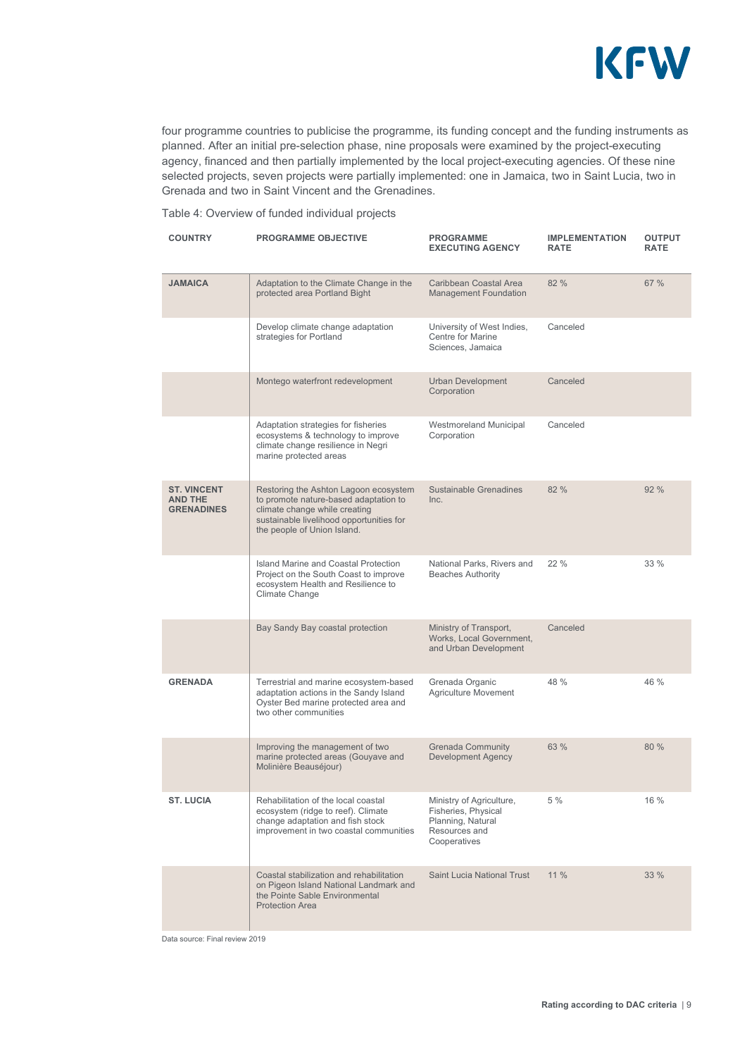four programme countries to publicise the programme, its funding concept and the funding instruments as planned. After an initial pre-selection phase, nine proposals were examined by the project-executing agency, financed and then partially implemented by the local project-executing agencies. Of these nine selected projects, seven projects were partially implemented: one in Jamaica, two in Saint Lucia, two in Grenada and two in Saint Vincent and the Grenadines.

Table 4: Overview of funded individual projects

| COUNTRY | PROGRAMME OBJECTIVE | PROGRAMME EXECUTING AGENCY | IMPLEMENTATION RATE | OUTPUT RATE |
|---|---|---|---|---|
| **JAMAICA** | Adaptation to the Climate Change in the protected area Portland Bight | Caribbean Coastal Area Management Foundation | 82 % | 67 % |
| | Develop climate change adaptation strategies for Portland | University of West Indies, Centre for Marine Sciences, Jamaica | Canceled | |
| | Montego waterfront redevelopment | Urban Development Corporation | Canceled | |
| | Adaptation strategies for fisheries ecosystems & technology to improve climate change resilience in Negri marine protected areas | Westmoreland Municipal Corporation | Canceled | |
| **ST. VINCENT AND THE GRENADINES** | Restoring the Ashton Lagoon ecosystem to promote nature-based adaptation to climate change while creating sustainable livelihood opportunities for the people of Union Island. | Sustainable Grenadines Inc. | 82 % | 92 % |
| | Island Marine and Coastal Protection Project on the South Coast to improve ecosystem Health and Resilience to Climate Change | National Parks, Rivers and Beaches Authority | 22 % | 33 % |
| | Bay Sandy Bay coastal protection | Ministry of Transport, Works, Local Government, and Urban Development | Canceled | |
| **GRENADA** | Terrestrial and marine ecosystem-based adaptation actions in the Sandy Island Oyster Bed marine protected area and two other communities | Grenada Organic Agriculture Movement | 48 % | 46 % |
| | Improving the management of two marine protected areas (Gouyave and Molinière Beauséjour) | Grenada Community Development Agency | 63 % | 80 % |
| **ST. LUCIA** | Rehabilitation of the local coastal ecosystem (ridge to reef). Climate change adaptation and fish stock improvement in two coastal communities | Ministry of Agriculture, Fisheries, Physical Planning, Natural Resources and Cooperatives | 5 % | 16 % |
| | Coastal stabilization and rehabilitation on Pigeon Island National Landmark and the Pointe Sable Environmental Protection Area | Saint Lucia National Trust | 11 % | 33 % |

Data source: Final review 2019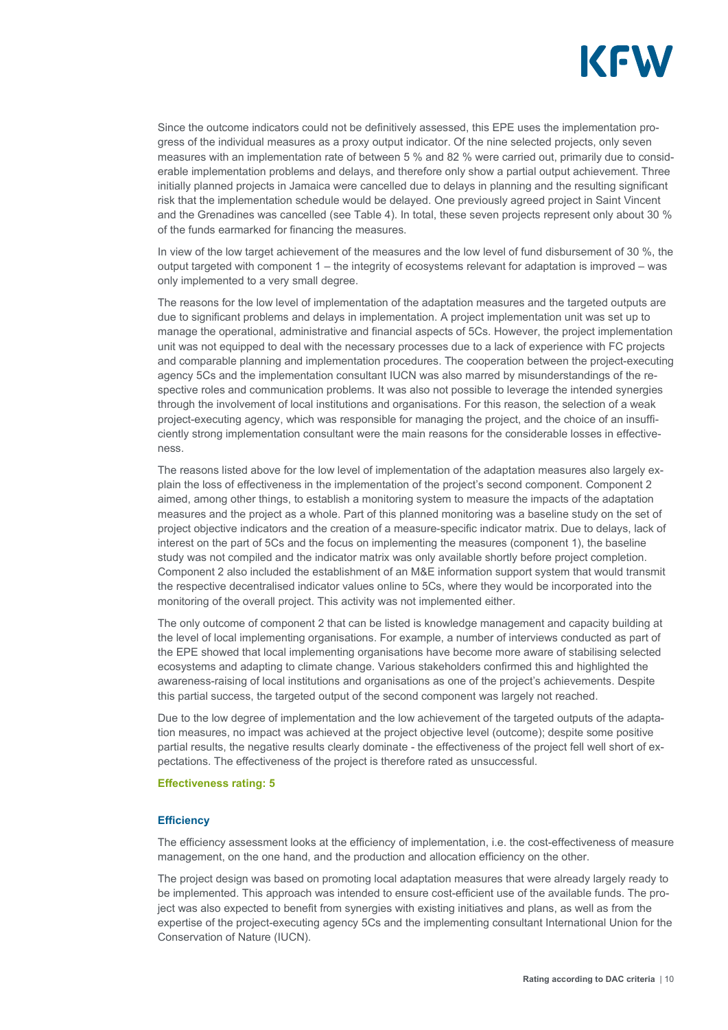Since the outcome indicators could not be definitively assessed, this EPE uses the implementation progress of the individual measures as a proxy output indicator. Of the nine selected projects, only seven measures with an implementation rate of between 5 % and 82 % were carried out, primarily due to considerable implementation problems and delays, and therefore only show a partial output achievement. Three initially planned projects in Jamaica were cancelled due to delays in planning and the resulting significant risk that the implementation schedule would be delayed. One previously agreed project in Saint Vincent and the Grenadines was cancelled (see Table 4). In total, these seven projects represent only about 30 % of the funds earmarked for financing the measures.

In view of the low target achievement of the measures and the low level of fund disbursement of 30 %, the output targeted with component 1 – the integrity of ecosystems relevant for adaptation is improved – was only implemented to a very small degree.

The reasons for the low level of implementation of the adaptation measures and the targeted outputs are due to significant problems and delays in implementation. A project implementation unit was set up to manage the operational, administrative and financial aspects of 5Cs. However, the project implementation unit was not equipped to deal with the necessary processes due to a lack of experience with FC projects and comparable planning and implementation procedures. The cooperation between the project-executing agency 5Cs and the implementation consultant IUCN was also marred by misunderstandings of the respective roles and communication problems. It was also not possible to leverage the intended synergies through the involvement of local institutions and organisations. For this reason, the selection of a weak project-executing agency, which was responsible for managing the project, and the choice of an insufficiently strong implementation consultant were the main reasons for the considerable losses in effectiveness.

The reasons listed above for the low level of implementation of the adaptation measures also largely explain the loss of effectiveness in the implementation of the project's second component. Component 2 aimed, among other things, to establish a monitoring system to measure the impacts of the adaptation measures and the project as a whole. Part of this planned monitoring was a baseline study on the set of project objective indicators and the creation of a measure-specific indicator matrix. Due to delays, lack of interest on the part of 5Cs and the focus on implementing the measures (component 1), the baseline study was not compiled and the indicator matrix was only available shortly before project completion. Component 2 also included the establishment of an M&E information support system that would transmit the respective decentralised indicator values online to 5Cs, where they would be incorporated into the monitoring of the overall project. This activity was not implemented either.

The only outcome of component 2 that can be listed is knowledge management and capacity building at the level of local implementing organisations. For example, a number of interviews conducted as part of the EPE showed that local implementing organisations have become more aware of stabilising selected ecosystems and adapting to climate change. Various stakeholders confirmed this and highlighted the awareness-raising of local institutions and organisations as one of the project's achievements. Despite this partial success, the targeted output of the second component was largely not reached.

Due to the low degree of implementation and the low achievement of the targeted outputs of the adaptation measures, no impact was achieved at the project objective level (outcome); despite some positive partial results, the negative results clearly dominate - the effectiveness of the project fell well short of expectations. The effectiveness of the project is therefore rated as unsuccessful.

**Effectiveness rating: 5**

### Efficiency

The efficiency assessment looks at the efficiency of implementation, i.e. the cost-effectiveness of measure management, on the one hand, and the production and allocation efficiency on the other.

The project design was based on promoting local adaptation measures that were already largely ready to be implemented. This approach was intended to ensure cost-efficient use of the available funds. The project was also expected to benefit from synergies with existing initiatives and plans, as well as from the expertise of the project-executing agency 5Cs and the implementing consultant International Union for the Conservation of Nature (IUCN).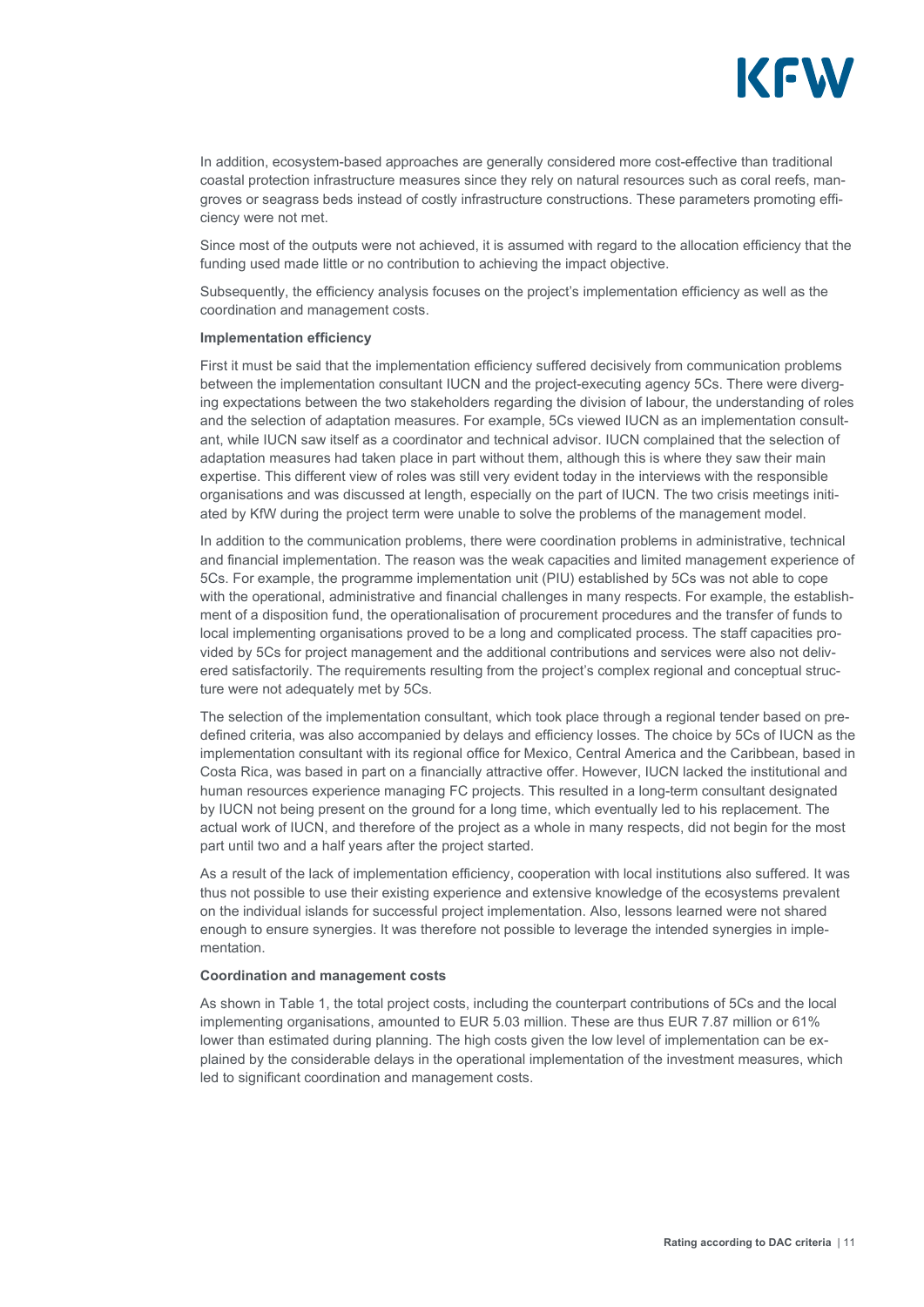In addition, ecosystem-based approaches are generally considered more cost-effective than traditional coastal protection infrastructure measures since they rely on natural resources such as coral reefs, mangroves or seagrass beds instead of costly infrastructure constructions. These parameters promoting efficiency were not met.

Since most of the outputs were not achieved, it is assumed with regard to the allocation efficiency that the funding used made little or no contribution to achieving the impact objective.

Subsequently, the efficiency analysis focuses on the project's implementation efficiency as well as the coordination and management costs.

**Implementation efficiency**

First it must be said that the implementation efficiency suffered decisively from communication problems between the implementation consultant IUCN and the project-executing agency 5Cs. There were diverging expectations between the two stakeholders regarding the division of labour, the understanding of roles and the selection of adaptation measures. For example, 5Cs viewed IUCN as an implementation consultant, while IUCN saw itself as a coordinator and technical advisor. IUCN complained that the selection of adaptation measures had taken place in part without them, although this is where they saw their main expertise. This different view of roles was still very evident today in the interviews with the responsible organisations and was discussed at length, especially on the part of IUCN. The two crisis meetings initiated by KfW during the project term were unable to solve the problems of the management model.

In addition to the communication problems, there were coordination problems in administrative, technical and financial implementation. The reason was the weak capacities and limited management experience of 5Cs. For example, the programme implementation unit (PIU) established by 5Cs was not able to cope with the operational, administrative and financial challenges in many respects. For example, the establishment of a disposition fund, the operationalisation of procurement procedures and the transfer of funds to local implementing organisations proved to be a long and complicated process. The staff capacities provided by 5Cs for project management and the additional contributions and services were also not delivered satisfactorily. The requirements resulting from the project's complex regional and conceptual structure were not adequately met by 5Cs.

The selection of the implementation consultant, which took place through a regional tender based on predefined criteria, was also accompanied by delays and efficiency losses. The choice by 5Cs of IUCN as the implementation consultant with its regional office for Mexico, Central America and the Caribbean, based in Costa Rica, was based in part on a financially attractive offer. However, IUCN lacked the institutional and human resources experience managing FC projects. This resulted in a long-term consultant designated by IUCN not being present on the ground for a long time, which eventually led to his replacement. The actual work of IUCN, and therefore of the project as a whole in many respects, did not begin for the most part until two and a half years after the project started.

As a result of the lack of implementation efficiency, cooperation with local institutions also suffered. It was thus not possible to use their existing experience and extensive knowledge of the ecosystems prevalent on the individual islands for successful project implementation. Also, lessons learned were not shared enough to ensure synergies. It was therefore not possible to leverage the intended synergies in implementation.

**Coordination and management costs**

As shown in Table 1, the total project costs, including the counterpart contributions of 5Cs and the local implementing organisations, amounted to EUR 5.03 million. These are thus EUR 7.87 million or 61% lower than estimated during planning. The high costs given the low level of implementation can be explained by the considerable delays in the operational implementation of the investment measures, which led to significant coordination and management costs.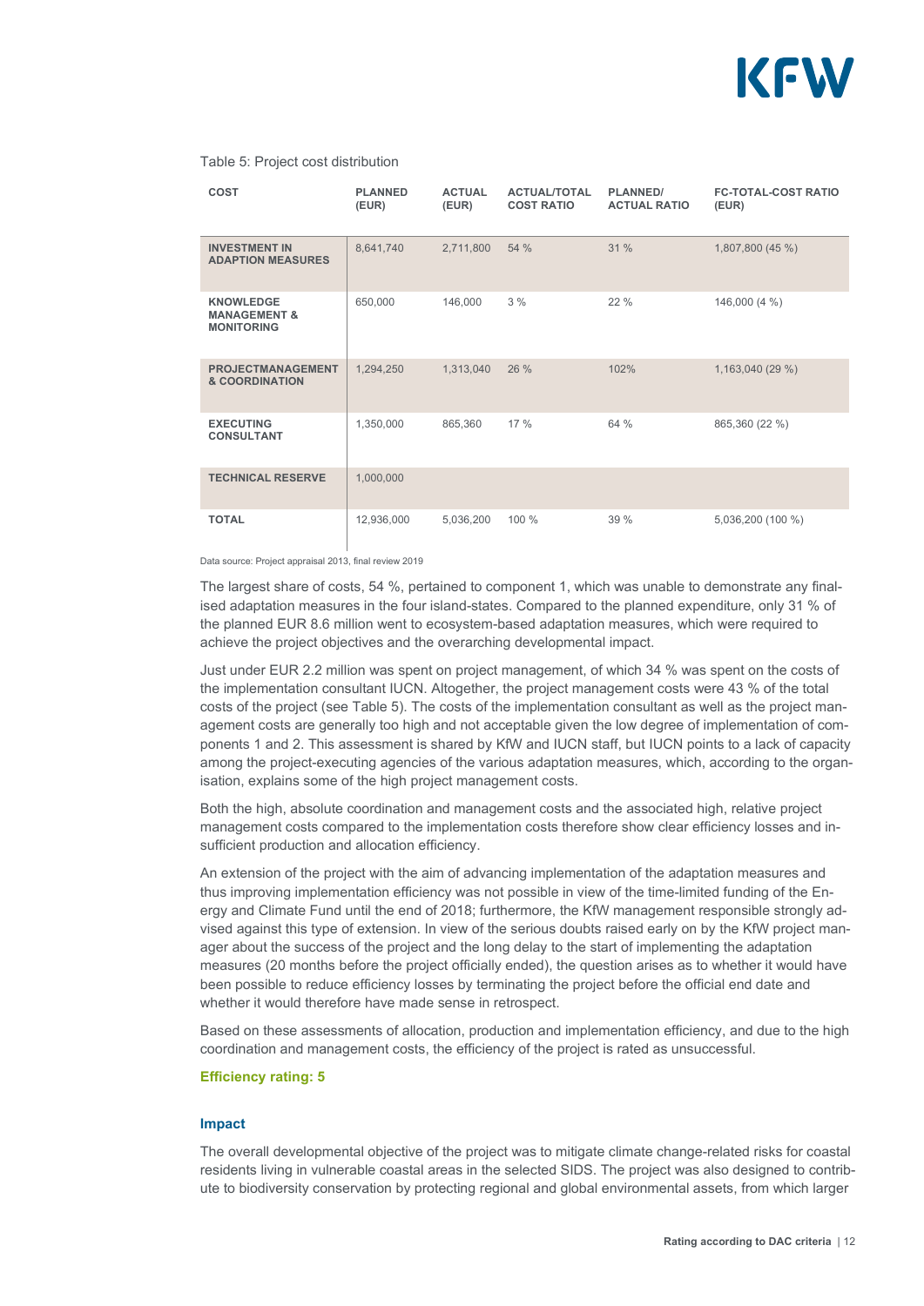Table 5: Project cost distribution

| COST | PLANNED (EUR) | ACTUAL (EUR) | ACTUAL/TOTAL COST RATIO | PLANNED/ ACTUAL RATIO | FC-TOTAL-COST RATIO (EUR) |
|---|---|---|---|---|---|
| **INVESTMENT IN ADAPTION MEASURES** | 8,641,740 | 2,711,800 | 54 % | 31 % | 1,807,800 (45 %) |
| **KNOWLEDGE MANAGEMENT & MONITORING** | 650,000 | 146,000 | 3 % | 22 % | 146,000 (4 %) |
| **PROJECTMANAGEMENT & COORDINATION** | 1,294,250 | 1,313,040 | 26 % | 102% | 1,163,040 (29 %) |
| **EXECUTING CONSULTANT** | 1,350,000 | 865,360 | 17 % | 64 % | 865,360 (22 %) |
| **TECHNICAL RESERVE** | 1,000,000 | | | | |
| **TOTAL** | 12,936,000 | 5,036,200 | 100 % | 39 % | 5,036,200 (100 %) |

Data source: Project appraisal 2013, final review 2019

The largest share of costs, 54 %, pertained to component 1, which was unable to demonstrate any finalised adaptation measures in the four island-states. Compared to the planned expenditure, only 31 % of the planned EUR 8.6 million went to ecosystem-based adaptation measures, which were required to achieve the project objectives and the overarching developmental impact.

Just under EUR 2.2 million was spent on project management, of which 34 % was spent on the costs of the implementation consultant IUCN. Altogether, the project management costs were 43 % of the total costs of the project (see Table 5). The costs of the implementation consultant as well as the project management costs are generally too high and not acceptable given the low degree of implementation of components 1 and 2. This assessment is shared by KfW and IUCN staff, but IUCN points to a lack of capacity among the project-executing agencies of the various adaptation measures, which, according to the organisation, explains some of the high project management costs.

Both the high, absolute coordination and management costs and the associated high, relative project management costs compared to the implementation costs therefore show clear efficiency losses and insufficient production and allocation efficiency.

An extension of the project with the aim of advancing implementation of the adaptation measures and thus improving implementation efficiency was not possible in view of the time-limited funding of the Energy and Climate Fund until the end of 2018; furthermore, the KfW management responsible strongly advised against this type of extension. In view of the serious doubts raised early on by the KfW project manager about the success of the project and the long delay to the start of implementing the adaptation measures (20 months before the project officially ended), the question arises as to whether it would have been possible to reduce efficiency losses by terminating the project before the official end date and whether it would therefore have made sense in retrospect.

Based on these assessments of allocation, production and implementation efficiency, and due to the high coordination and management costs, the efficiency of the project is rated as unsuccessful.

**Efficiency rating: 5**

### Impact

The overall developmental objective of the project was to mitigate climate change-related risks for coastal residents living in vulnerable coastal areas in the selected SIDS. The project was also designed to contribute to biodiversity conservation by protecting regional and global environmental assets, from which larger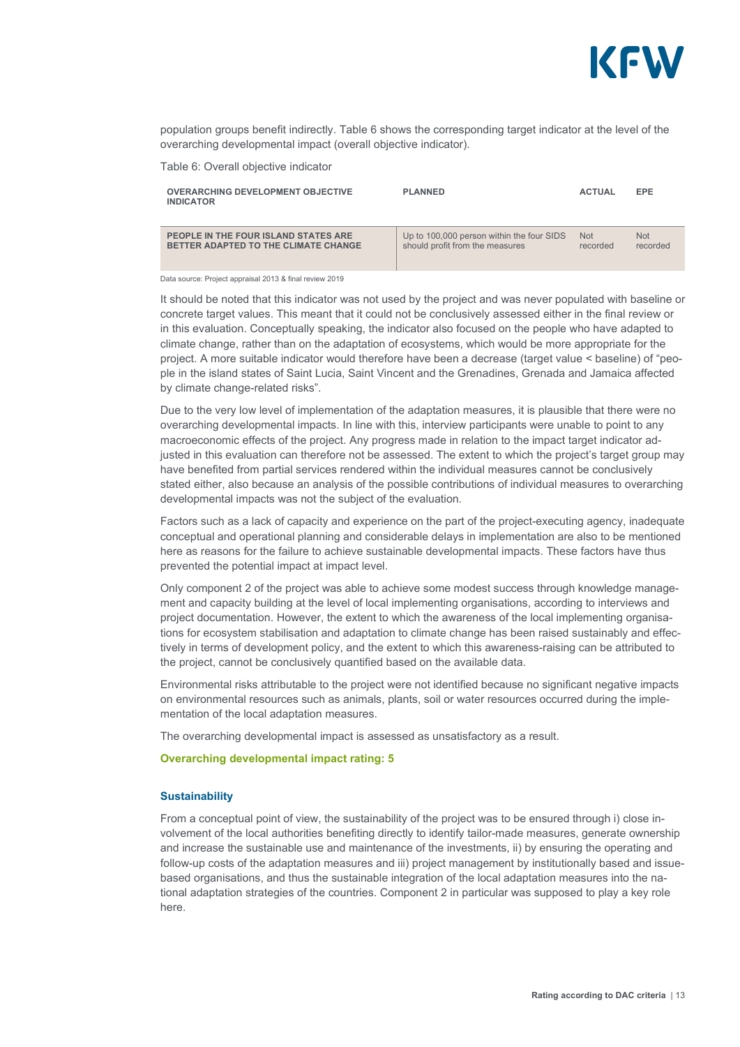population groups benefit indirectly. Table 6 shows the corresponding target indicator at the level of the overarching developmental impact (overall objective indicator).

Table 6: Overall objective indicator

| OVERARCHING DEVELOPMENT OBJECTIVE INDICATOR | PLANNED | ACTUAL | EPE |
|---|---|---|---|
| PEOPLE IN THE FOUR ISLAND STATES ARE BETTER ADAPTED TO THE CLIMATE CHANGE | Up to 100,000 person within the four SIDS should profit from the measures | Not recorded | Not recorded |

Data source: Project appraisal 2013 & final review 2019

It should be noted that this indicator was not used by the project and was never populated with baseline or concrete target values. This meant that it could not be conclusively assessed either in the final review or in this evaluation. Conceptually speaking, the indicator also focused on the people who have adapted to climate change, rather than on the adaptation of ecosystems, which would be more appropriate for the project. A more suitable indicator would therefore have been a decrease (target value < baseline) of "people in the island states of Saint Lucia, Saint Vincent and the Grenadines, Grenada and Jamaica affected by climate change-related risks".

Due to the very low level of implementation of the adaptation measures, it is plausible that there were no overarching developmental impacts. In line with this, interview participants were unable to point to any macroeconomic effects of the project. Any progress made in relation to the impact target indicator adjusted in this evaluation can therefore not be assessed. The extent to which the project's target group may have benefited from partial services rendered within the individual measures cannot be conclusively stated either, also because an analysis of the possible contributions of individual measures to overarching developmental impacts was not the subject of the evaluation.

Factors such as a lack of capacity and experience on the part of the project-executing agency, inadequate conceptual and operational planning and considerable delays in implementation are also to be mentioned here as reasons for the failure to achieve sustainable developmental impacts. These factors have thus prevented the potential impact at impact level.

Only component 2 of the project was able to achieve some modest success through knowledge management and capacity building at the level of local implementing organisations, according to interviews and project documentation. However, the extent to which the awareness of the local implementing organisations for ecosystem stabilisation and adaptation to climate change has been raised sustainably and effectively in terms of development policy, and the extent to which this awareness-raising can be attributed to the project, cannot be conclusively quantified based on the available data.

Environmental risks attributable to the project were not identified because no significant negative impacts on environmental resources such as animals, plants, soil or water resources occurred during the implementation of the local adaptation measures.

The overarching developmental impact is assessed as unsatisfactory as a result.

**Overarching developmental impact rating: 5**

### Sustainability

From a conceptual point of view, the sustainability of the project was to be ensured through i) close involvement of the local authorities benefiting directly to identify tailor-made measures, generate ownership and increase the sustainable use and maintenance of the investments, ii) by ensuring the operating and follow-up costs of the adaptation measures and iii) project management by institutionally based and issue-based organisations, and thus the sustainable integration of the local adaptation measures into the national adaptation strategies of the countries. Component 2 in particular was supposed to play a key role here.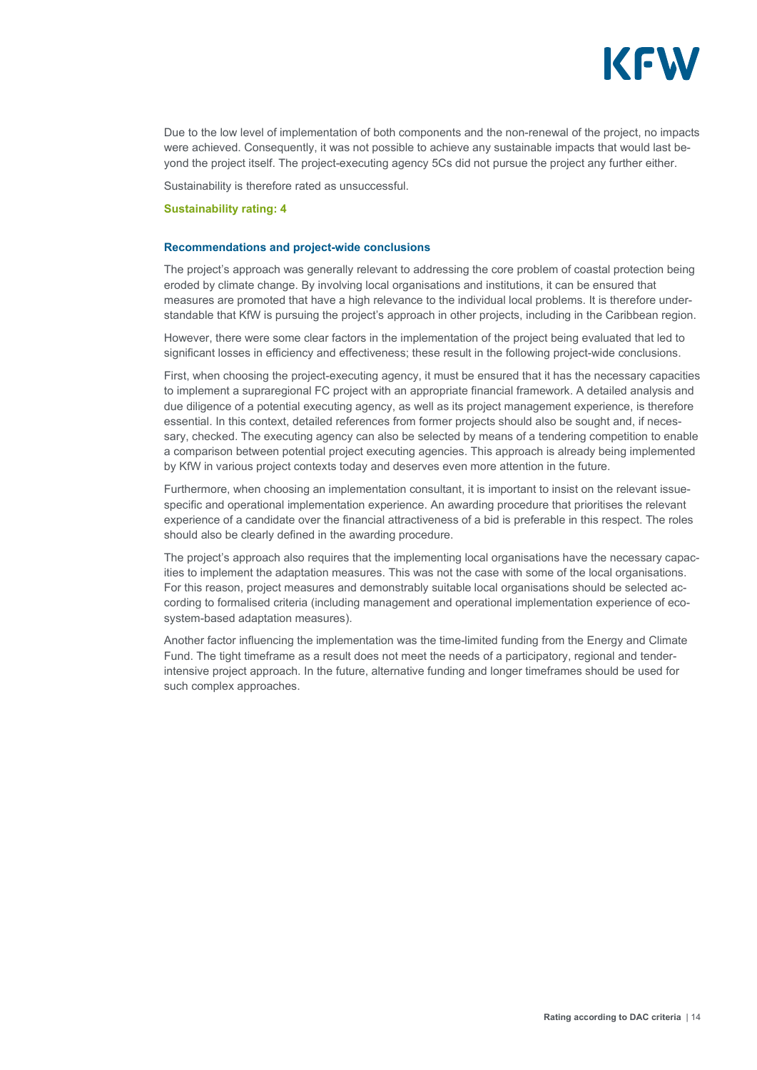Due to the low level of implementation of both components and the non-renewal of the project, no impacts were achieved. Consequently, it was not possible to achieve any sustainable impacts that would last beyond the project itself. The project-executing agency 5Cs did not pursue the project any further either.

Sustainability is therefore rated as unsuccessful.

**Sustainability rating: 4**

### Recommendations and project-wide conclusions

The project's approach was generally relevant to addressing the core problem of coastal protection being eroded by climate change. By involving local organisations and institutions, it can be ensured that measures are promoted that have a high relevance to the individual local problems. It is therefore understandable that KfW is pursuing the project's approach in other projects, including in the Caribbean region.

However, there were some clear factors in the implementation of the project being evaluated that led to significant losses in efficiency and effectiveness; these result in the following project-wide conclusions.

First, when choosing the project-executing agency, it must be ensured that it has the necessary capacities to implement a supraregional FC project with an appropriate financial framework. A detailed analysis and due diligence of a potential executing agency, as well as its project management experience, is therefore essential. In this context, detailed references from former projects should also be sought and, if necessary, checked. The executing agency can also be selected by means of a tendering competition to enable a comparison between potential project executing agencies. This approach is already being implemented by KfW in various project contexts today and deserves even more attention in the future.

Furthermore, when choosing an implementation consultant, it is important to insist on the relevant issue-specific and operational implementation experience. An awarding procedure that prioritises the relevant experience of a candidate over the financial attractiveness of a bid is preferable in this respect. The roles should also be clearly defined in the awarding procedure.

The project's approach also requires that the implementing local organisations have the necessary capacities to implement the adaptation measures. This was not the case with some of the local organisations. For this reason, project measures and demonstrably suitable local organisations should be selected according to formalised criteria (including management and operational implementation experience of ecosystem-based adaptation measures).

Another factor influencing the implementation was the time-limited funding from the Energy and Climate Fund. The tight timeframe as a result does not meet the needs of a participatory, regional and tender-intensive project approach. In the future, alternative funding and longer timeframes should be used for such complex approaches.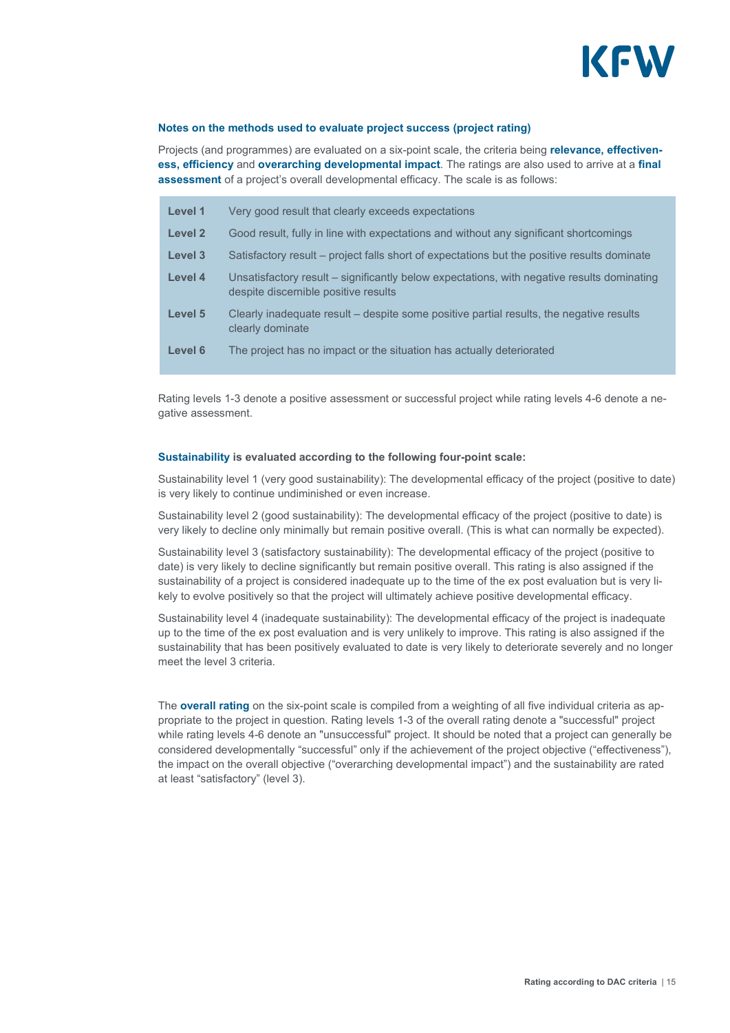**Notes on the methods used to evaluate project success (project rating)**

Projects (and programmes) are evaluated on a six-point scale, the criteria being **relevance, effectiveness, efficiency** and **overarching developmental impact**. The ratings are also used to arrive at a **final assessment** of a project's overall developmental efficacy. The scale is as follows:

| | |
|---|---|
| **Level 1** | Very good result that clearly exceeds expectations |
| **Level 2** | Good result, fully in line with expectations and without any significant shortcomings |
| **Level 3** | Satisfactory result – project falls short of expectations but the positive results dominate |
| **Level 4** | Unsatisfactory result – significantly below expectations, with negative results dominating despite discernible positive results |
| **Level 5** | Clearly inadequate result – despite some positive partial results, the negative results clearly dominate |
| **Level 6** | The project has no impact or the situation has actually deteriorated |

Rating levels 1-3 denote a positive assessment or successful project while rating levels 4-6 denote a negative assessment.

**Sustainability is evaluated according to the following four-point scale:**

Sustainability level 1 (very good sustainability): The developmental efficacy of the project (positive to date) is very likely to continue undiminished or even increase.

Sustainability level 2 (good sustainability): The developmental efficacy of the project (positive to date) is very likely to decline only minimally but remain positive overall. (This is what can normally be expected).

Sustainability level 3 (satisfactory sustainability): The developmental efficacy of the project (positive to date) is very likely to decline significantly but remain positive overall. This rating is also assigned if the sustainability of a project is considered inadequate up to the time of the ex post evaluation but is very likely to evolve positively so that the project will ultimately achieve positive developmental efficacy.

Sustainability level 4 (inadequate sustainability): The developmental efficacy of the project is inadequate up to the time of the ex post evaluation and is very unlikely to improve. This rating is also assigned if the sustainability that has been positively evaluated to date is very likely to deteriorate severely and no longer meet the level 3 criteria.

The **overall rating** on the six-point scale is compiled from a weighting of all five individual criteria as appropriate to the project in question. Rating levels 1-3 of the overall rating denote a "successful" project while rating levels 4-6 denote an "unsuccessful" project. It should be noted that a project can generally be considered developmentally "successful" only if the achievement of the project objective ("effectiveness"), the impact on the overall objective ("overarching developmental impact") and the sustainability are rated at least "satisfactory" (level 3).